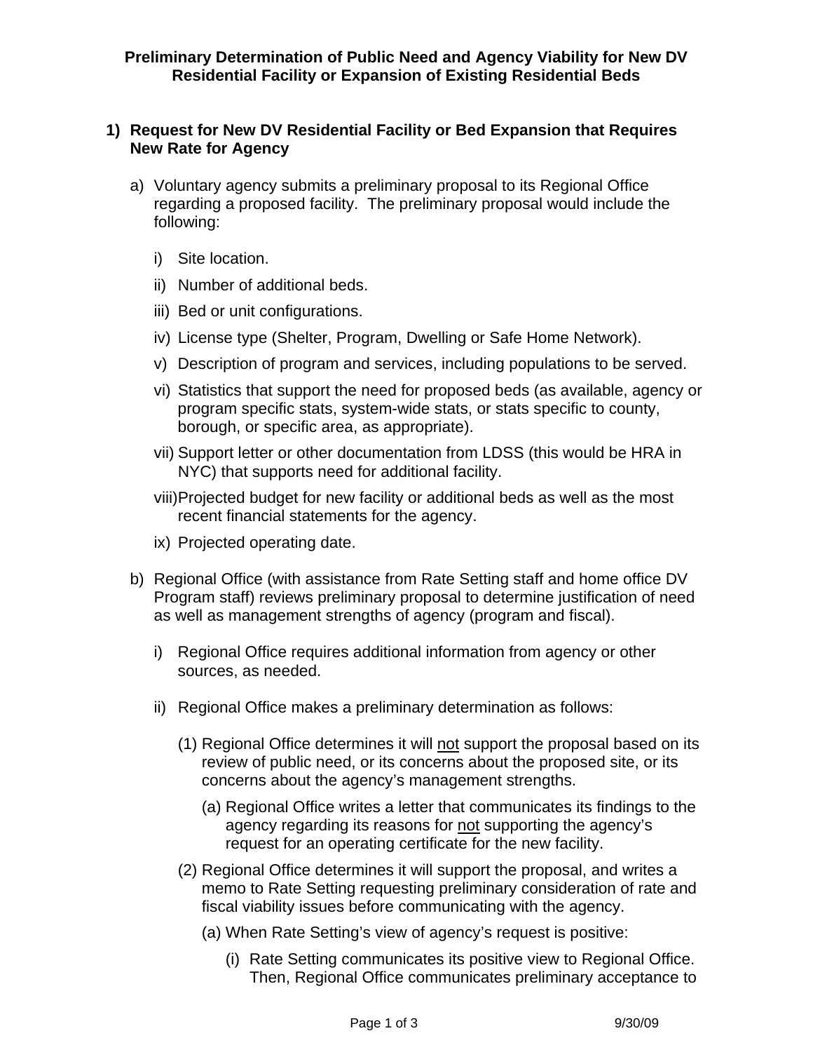**Preliminary Determination of Public Need and Agency Viability for New DV Residential Facility or Expansion of Existing Residential Beds**

1) **Request for New DV Residential Facility or Bed Expansion that Requires New Rate for Agency**

   a) Voluntary agency submits a preliminary proposal to its Regional Office regarding a proposed facility. The preliminary proposal would include the following:

      i) Site location.

      ii) Number of additional beds.

      iii) Bed or unit configurations.

      iv) License type (Shelter, Program, Dwelling or Safe Home Network).

      v) Description of program and services, including populations to be served.

      vi) Statistics that support the need for proposed beds (as available, agency or program specific stats, system-wide stats, or stats specific to county, borough, or specific area, as appropriate).

      vii) Support letter or other documentation from LDSS (this would be HRA in NYC) that supports need for additional facility.

      viii) Projected budget for new facility or additional beds as well as the most recent financial statements for the agency.

      ix) Projected operating date.

   b) Regional Office (with assistance from Rate Setting staff and home office DV Program staff) reviews preliminary proposal to determine justification of need as well as management strengths of agency (program and fiscal).

      i) Regional Office requires additional information from agency or other sources, as needed.

      ii) Regional Office makes a preliminary determination as follows:

         (1) Regional Office determines it will <u>not</u> support the proposal based on its review of public need, or its concerns about the proposed site, or its concerns about the agency's management strengths.

            (a) Regional Office writes a letter that communicates its findings to the agency regarding its reasons for <u>not</u> supporting the agency's request for an operating certificate for the new facility.

         (2) Regional Office determines it will support the proposal, and writes a memo to Rate Setting requesting preliminary consideration of rate and fiscal viability issues before communicating with the agency.

            (a) When Rate Setting's view of agency's request is positive:

               (i) Rate Setting communicates its positive view to Regional Office. Then, Regional Office communicates preliminary acceptance to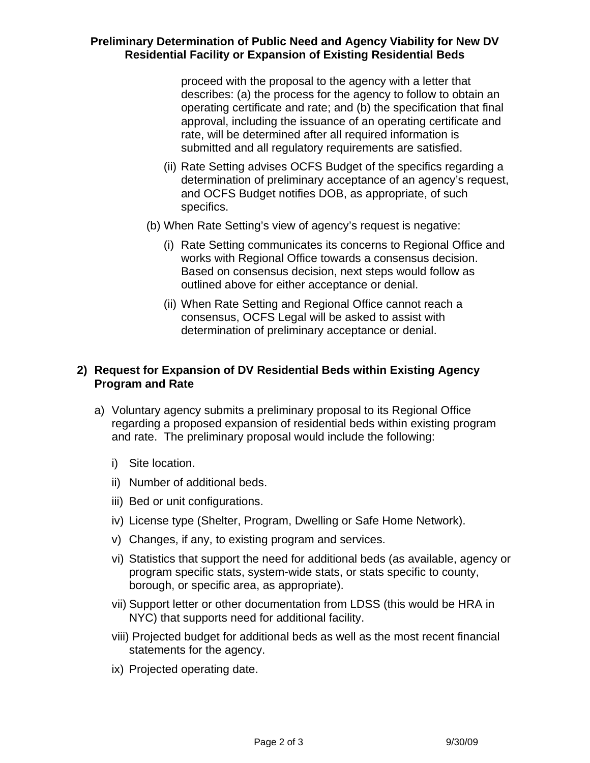proceed with the proposal to the agency with a letter that describes: (a) the process for the agency to follow to obtain an operating certificate and rate; and (b) the specification that final approval, including the issuance of an operating certificate and rate, will be determined after all required information is submitted and all regulatory requirements are satisfied.

(ii) Rate Setting advises OCFS Budget of the specifics regarding a determination of preliminary acceptance of an agency's request, and OCFS Budget notifies DOB, as appropriate, of such specifics.

(b) When Rate Setting's view of agency's request is negative:

(i) Rate Setting communicates its concerns to Regional Office and works with Regional Office towards a consensus decision. Based on consensus decision, next steps would follow as outlined above for either acceptance or denial.

(ii) When Rate Setting and Regional Office cannot reach a consensus, OCFS Legal will be asked to assist with determination of preliminary acceptance or denial.

**2) Request for Expansion of DV Residential Beds within Existing Agency Program and Rate**

a) Voluntary agency submits a preliminary proposal to its Regional Office regarding a proposed expansion of residential beds within existing program and rate. The preliminary proposal would include the following:

i) Site location.

ii) Number of additional beds.

iii) Bed or unit configurations.

iv) License type (Shelter, Program, Dwelling or Safe Home Network).

v) Changes, if any, to existing program and services.

vi) Statistics that support the need for additional beds (as available, agency or program specific stats, system-wide stats, or stats specific to county, borough, or specific area, as appropriate).

vii) Support letter or other documentation from LDSS (this would be HRA in NYC) that supports need for additional facility.

viii) Projected budget for additional beds as well as the most recent financial statements for the agency.

ix) Projected operating date.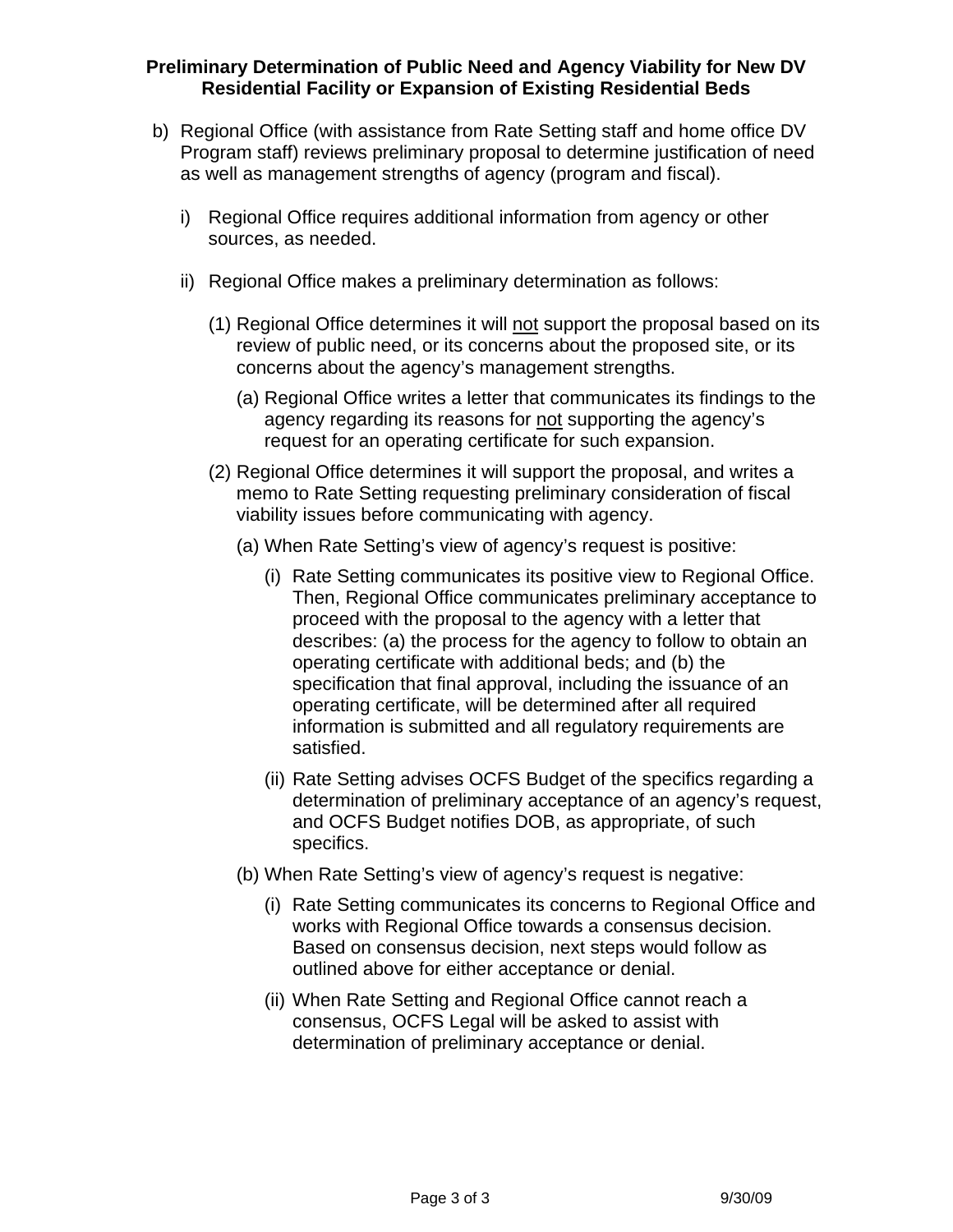**Preliminary Determination of Public Need and Agency Viability for New DV Residential Facility or Expansion of Existing Residential Beds**

b) Regional Office (with assistance from Rate Setting staff and home office DV Program staff) reviews preliminary proposal to determine justification of need as well as management strengths of agency (program and fiscal).

   i) Regional Office requires additional information from agency or other sources, as needed.

   ii) Regional Office makes a preliminary determination as follows:

      (1) Regional Office determines it will <u>not</u> support the proposal based on its review of public need, or its concerns about the proposed site, or its concerns about the agency's management strengths.

         (a) Regional Office writes a letter that communicates its findings to the agency regarding its reasons for <u>not</u> supporting the agency's request for an operating certificate for such expansion.

      (2) Regional Office determines it will support the proposal, and writes a memo to Rate Setting requesting preliminary consideration of fiscal viability issues before communicating with agency.

         (a) When Rate Setting's view of agency's request is positive:

            (i) Rate Setting communicates its positive view to Regional Office. Then, Regional Office communicates preliminary acceptance to proceed with the proposal to the agency with a letter that describes: (a) the process for the agency to follow to obtain an operating certificate with additional beds; and (b) the specification that final approval, including the issuance of an operating certificate, will be determined after all required information is submitted and all regulatory requirements are satisfied.

            (ii) Rate Setting advises OCFS Budget of the specifics regarding a determination of preliminary acceptance of an agency's request, and OCFS Budget notifies DOB, as appropriate, of such specifics.

         (b) When Rate Setting's view of agency's request is negative:

            (i) Rate Setting communicates its concerns to Regional Office and works with Regional Office towards a consensus decision. Based on consensus decision, next steps would follow as outlined above for either acceptance or denial.

            (ii) When Rate Setting and Regional Office cannot reach a consensus, OCFS Legal will be asked to assist with determination of preliminary acceptance or denial.